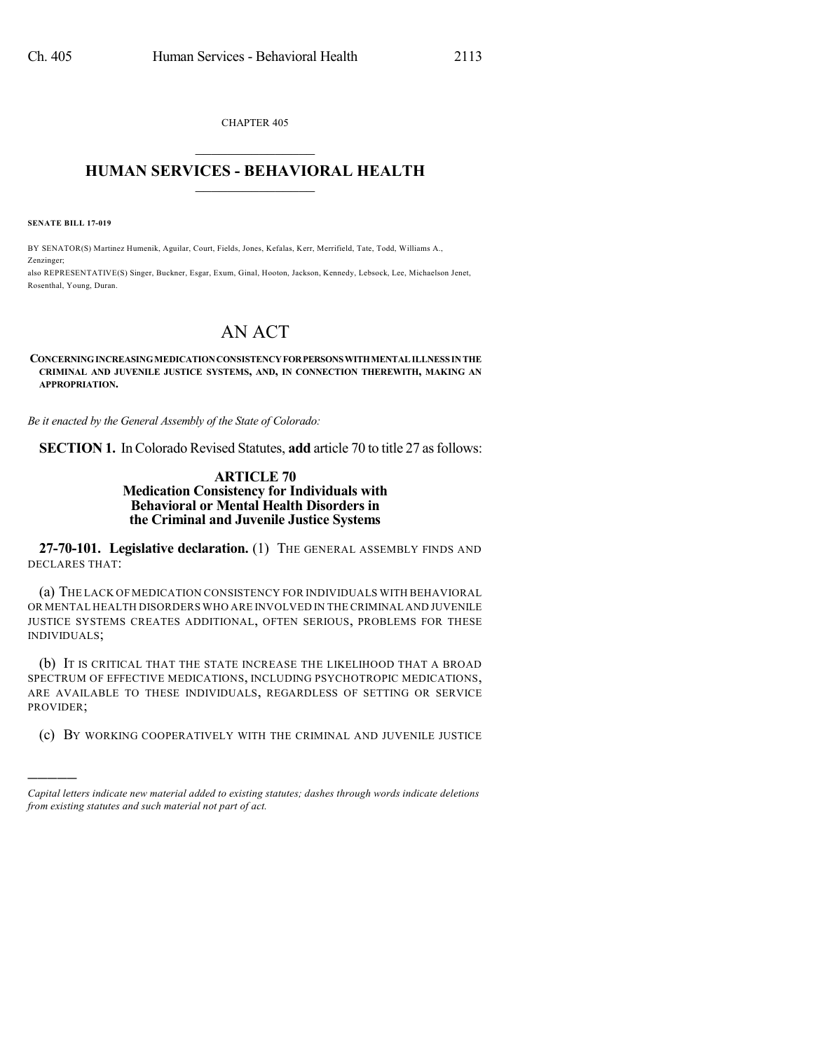CHAPTER 405

# HUMAN SERVICES - BEHAVIORAL HEALTH

**SENATE BILL 17-019**

BY SENATOR(S) Martinez Humenik, Aguilar, Court, Fields, Jones, Kefalas, Kerr, Merrifield, Tate, Todd, Williams A., Zenzinger;
also REPRESENTATIVE(S) Singer, Buckner, Esgar, Exum, Ginal, Hooton, Jackson, Kennedy, Lebsock, Lee, Michaelson Jenet, Rosenthal, Young, Duran.

# AN ACT

**CONCERNING INCREASING MEDICATION CONSISTENCY FOR PERSONS WITH MENTAL ILLNESS IN THE CRIMINAL AND JUVENILE JUSTICE SYSTEMS, AND, IN CONNECTION THEREWITH, MAKING AN APPROPRIATION.**

*Be it enacted by the General Assembly of the State of Colorado:*

**SECTION 1.** In Colorado Revised Statutes, **add** article 70 to title 27 as follows:

## ARTICLE 70
## Medication Consistency for Individuals with Behavioral or Mental Health Disorders in the Criminal and Juvenile Justice Systems

**27-70-101. Legislative declaration.** (1) THE GENERAL ASSEMBLY FINDS AND DECLARES THAT:

(a) THE LACK OF MEDICATION CONSISTENCY FOR INDIVIDUALS WITH BEHAVIORAL OR MENTAL HEALTH DISORDERS WHO ARE INVOLVED IN THE CRIMINAL AND JUVENILE JUSTICE SYSTEMS CREATES ADDITIONAL, OFTEN SERIOUS, PROBLEMS FOR THESE INDIVIDUALS;

(b) IT IS CRITICAL THAT THE STATE INCREASE THE LIKELIHOOD THAT A BROAD SPECTRUM OF EFFECTIVE MEDICATIONS, INCLUDING PSYCHOTROPIC MEDICATIONS, ARE AVAILABLE TO THESE INDIVIDUALS, REGARDLESS OF SETTING OR SERVICE PROVIDER;

(c) BY WORKING COOPERATIVELY WITH THE CRIMINAL AND JUVENILE JUSTICE

---

*Capital letters indicate new material added to existing statutes; dashes through words indicate deletions from existing statutes and such material not part of act.*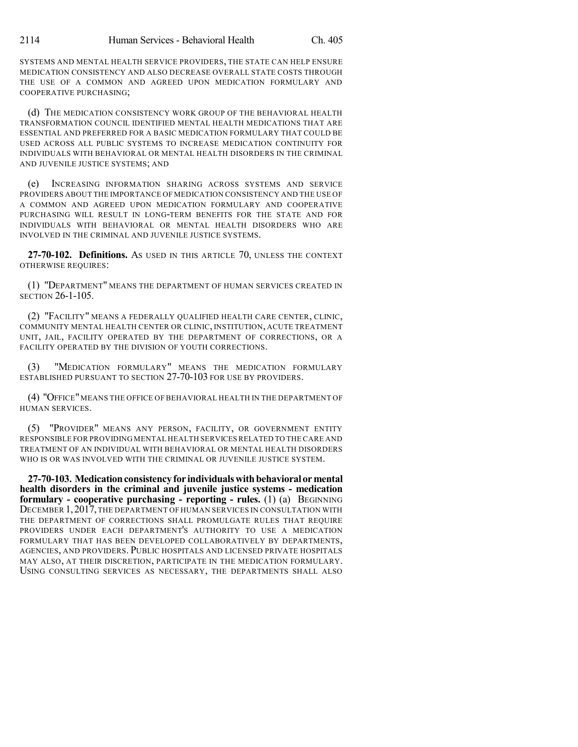SYSTEMS AND MENTAL HEALTH SERVICE PROVIDERS, THE STATE CAN HELP ENSURE MEDICATION CONSISTENCY AND ALSO DECREASE OVERALL STATE COSTS THROUGH THE USE OF A COMMON AND AGREED UPON MEDICATION FORMULARY AND COOPERATIVE PURCHASING;

(d) THE MEDICATION CONSISTENCY WORK GROUP OF THE BEHAVIORAL HEALTH TRANSFORMATION COUNCIL IDENTIFIED MENTAL HEALTH MEDICATIONS THAT ARE ESSENTIAL AND PREFERRED FOR A BASIC MEDICATION FORMULARY THAT COULD BE USED ACROSS ALL PUBLIC SYSTEMS TO INCREASE MEDICATION CONTINUITY FOR INDIVIDUALS WITH BEHAVIORAL OR MENTAL HEALTH DISORDERS IN THE CRIMINAL AND JUVENILE JUSTICE SYSTEMS; AND

(e) INCREASING INFORMATION SHARING ACROSS SYSTEMS AND SERVICE PROVIDERS ABOUT THE IMPORTANCE OF MEDICATION CONSISTENCY AND THE USE OF A COMMON AND AGREED UPON MEDICATION FORMULARY AND COOPERATIVE PURCHASING WILL RESULT IN LONG-TERM BENEFITS FOR THE STATE AND FOR INDIVIDUALS WITH BEHAVIORAL OR MENTAL HEALTH DISORDERS WHO ARE INVOLVED IN THE CRIMINAL AND JUVENILE JUSTICE SYSTEMS.

**27-70-102. Definitions.** AS USED IN THIS ARTICLE 70, UNLESS THE CONTEXT OTHERWISE REQUIRES:

(1) "DEPARTMENT" MEANS THE DEPARTMENT OF HUMAN SERVICES CREATED IN SECTION 26-1-105.

(2) "FACILITY" MEANS A FEDERALLY QUALIFIED HEALTH CARE CENTER, CLINIC, COMMUNITY MENTAL HEALTH CENTER OR CLINIC, INSTITUTION, ACUTE TREATMENT UNIT, JAIL, FACILITY OPERATED BY THE DEPARTMENT OF CORRECTIONS, OR A FACILITY OPERATED BY THE DIVISION OF YOUTH CORRECTIONS.

(3) "MEDICATION FORMULARY" MEANS THE MEDICATION FORMULARY ESTABLISHED PURSUANT TO SECTION 27-70-103 FOR USE BY PROVIDERS.

(4) "OFFICE" MEANS THE OFFICE OF BEHAVIORAL HEALTH IN THE DEPARTMENT OF HUMAN SERVICES.

(5) "PROVIDER" MEANS ANY PERSON, FACILITY, OR GOVERNMENT ENTITY RESPONSIBLE FOR PROVIDING MENTAL HEALTH SERVICES RELATED TO THE CARE AND TREATMENT OF AN INDIVIDUAL WITH BEHAVIORAL OR MENTAL HEALTH DISORDERS WHO IS OR WAS INVOLVED WITH THE CRIMINAL OR JUVENILE JUSTICE SYSTEM.

**27-70-103. Medication consistency for individuals with behavioral or mental health disorders in the criminal and juvenile justice systems - medication formulary - cooperative purchasing - reporting - rules.** (1) (a) BEGINNING DECEMBER 1, 2017, THE DEPARTMENT OF HUMAN SERVICES IN CONSULTATION WITH THE DEPARTMENT OF CORRECTIONS SHALL PROMULGATE RULES THAT REQUIRE PROVIDERS UNDER EACH DEPARTMENT'S AUTHORITY TO USE A MEDICATION FORMULARY THAT HAS BEEN DEVELOPED COLLABORATIVELY BY DEPARTMENTS, AGENCIES, AND PROVIDERS. PUBLIC HOSPITALS AND LICENSED PRIVATE HOSPITALS MAY ALSO, AT THEIR DISCRETION, PARTICIPATE IN THE MEDICATION FORMULARY. USING CONSULTING SERVICES AS NECESSARY, THE DEPARTMENTS SHALL ALSO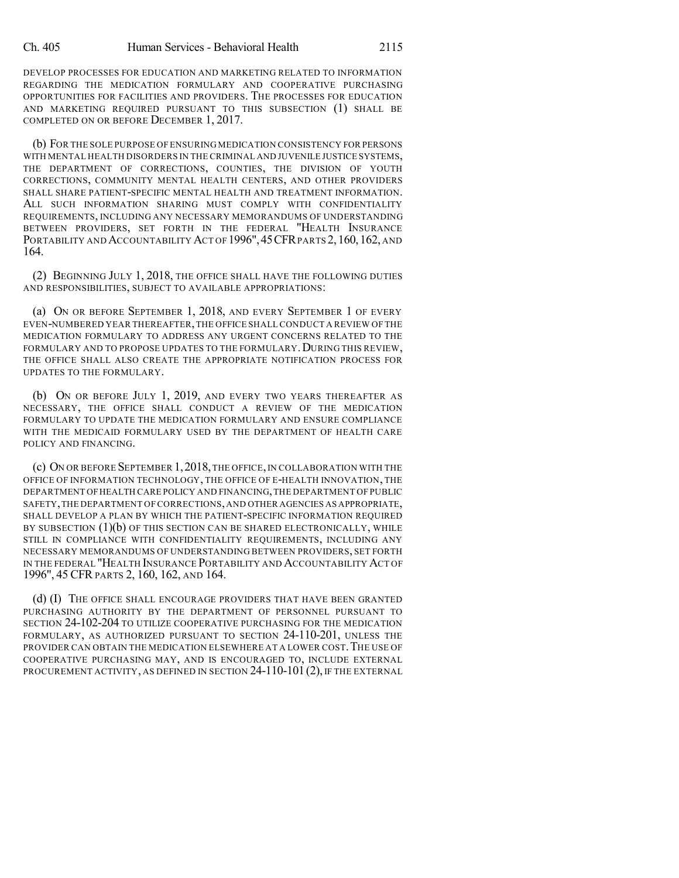DEVELOP PROCESSES FOR EDUCATION AND MARKETING RELATED TO INFORMATION REGARDING THE MEDICATION FORMULARY AND COOPERATIVE PURCHASING OPPORTUNITIES FOR FACILITIES AND PROVIDERS. THE PROCESSES FOR EDUCATION AND MARKETING REQUIRED PURSUANT TO THIS SUBSECTION (1) SHALL BE COMPLETED ON OR BEFORE DECEMBER 1, 2017.

(b) FOR THE SOLE PURPOSE OF ENSURING MEDICATION CONSISTENCY FOR PERSONS WITH MENTAL HEALTH DISORDERS IN THE CRIMINAL AND JUVENILE JUSTICE SYSTEMS, THE DEPARTMENT OF CORRECTIONS, COUNTIES, THE DIVISION OF YOUTH CORRECTIONS, COMMUNITY MENTAL HEALTH CENTERS, AND OTHER PROVIDERS SHALL SHARE PATIENT-SPECIFIC MENTAL HEALTH AND TREATMENT INFORMATION. ALL SUCH INFORMATION SHARING MUST COMPLY WITH CONFIDENTIALITY REQUIREMENTS, INCLUDING ANY NECESSARY MEMORANDUMS OF UNDERSTANDING BETWEEN PROVIDERS, SET FORTH IN THE FEDERAL "HEALTH INSURANCE PORTABILITY AND ACCOUNTABILITY ACT OF 1996", 45 CFR PARTS 2, 160, 162, AND 164.

(2) BEGINNING JULY 1, 2018, THE OFFICE SHALL HAVE THE FOLLOWING DUTIES AND RESPONSIBILITIES, SUBJECT TO AVAILABLE APPROPRIATIONS:

(a) ON OR BEFORE SEPTEMBER 1, 2018, AND EVERY SEPTEMBER 1 OF EVERY EVEN-NUMBERED YEAR THEREAFTER, THE OFFICE SHALL CONDUCT A REVIEW OF THE MEDICATION FORMULARY TO ADDRESS ANY URGENT CONCERNS RELATED TO THE FORMULARY AND TO PROPOSE UPDATES TO THE FORMULARY. DURING THIS REVIEW, THE OFFICE SHALL ALSO CREATE THE APPROPRIATE NOTIFICATION PROCESS FOR UPDATES TO THE FORMULARY.

(b) ON OR BEFORE JULY 1, 2019, AND EVERY TWO YEARS THEREAFTER AS NECESSARY, THE OFFICE SHALL CONDUCT A REVIEW OF THE MEDICATION FORMULARY TO UPDATE THE MEDICATION FORMULARY AND ENSURE COMPLIANCE WITH THE MEDICAID FORMULARY USED BY THE DEPARTMENT OF HEALTH CARE POLICY AND FINANCING.

(c) ON OR BEFORE SEPTEMBER 1, 2018, THE OFFICE, IN COLLABORATION WITH THE OFFICE OF INFORMATION TECHNOLOGY, THE OFFICE OF E-HEALTH INNOVATION, THE DEPARTMENT OF HEALTH CARE POLICY AND FINANCING, THE DEPARTMENT OF PUBLIC SAFETY, THE DEPARTMENT OF CORRECTIONS, AND OTHER AGENCIES AS APPROPRIATE, SHALL DEVELOP A PLAN BY WHICH THE PATIENT-SPECIFIC INFORMATION REQUIRED BY SUBSECTION (1)(b) OF THIS SECTION CAN BE SHARED ELECTRONICALLY, WHILE STILL IN COMPLIANCE WITH CONFIDENTIALITY REQUIREMENTS, INCLUDING ANY NECESSARY MEMORANDUMS OF UNDERSTANDING BETWEEN PROVIDERS, SET FORTH IN THE FEDERAL "HEALTH INSURANCE PORTABILITY AND ACCOUNTABILITY ACT OF 1996", 45 CFR PARTS 2, 160, 162, AND 164.

(d) (I) THE OFFICE SHALL ENCOURAGE PROVIDERS THAT HAVE BEEN GRANTED PURCHASING AUTHORITY BY THE DEPARTMENT OF PERSONNEL PURSUANT TO SECTION 24-102-204 TO UTILIZE COOPERATIVE PURCHASING FOR THE MEDICATION FORMULARY, AS AUTHORIZED PURSUANT TO SECTION 24-110-201, UNLESS THE PROVIDER CAN OBTAIN THE MEDICATION ELSEWHERE AT A LOWER COST. THE USE OF COOPERATIVE PURCHASING MAY, AND IS ENCOURAGED TO, INCLUDE EXTERNAL PROCUREMENT ACTIVITY, AS DEFINED IN SECTION 24-110-101 (2), IF THE EXTERNAL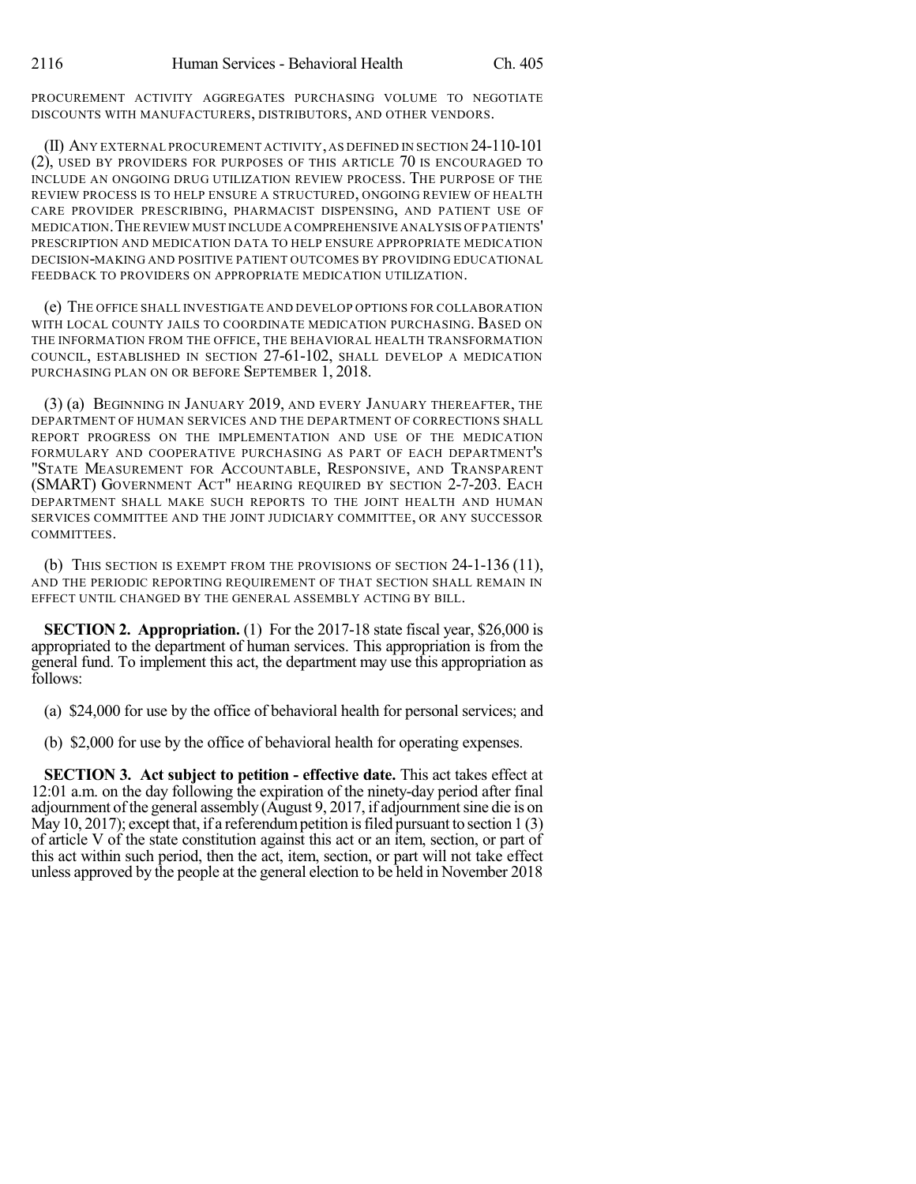PROCUREMENT ACTIVITY AGGREGATES PURCHASING VOLUME TO NEGOTIATE DISCOUNTS WITH MANUFACTURERS, DISTRIBUTORS, AND OTHER VENDORS.

(II) ANY EXTERNAL PROCUREMENT ACTIVITY, AS DEFINED IN SECTION 24-110-101 (2), USED BY PROVIDERS FOR PURPOSES OF THIS ARTICLE 70 IS ENCOURAGED TO INCLUDE AN ONGOING DRUG UTILIZATION REVIEW PROCESS. THE PURPOSE OF THE REVIEW PROCESS IS TO HELP ENSURE A STRUCTURED, ONGOING REVIEW OF HEALTH CARE PROVIDER PRESCRIBING, PHARMACIST DISPENSING, AND PATIENT USE OF MEDICATION. THE REVIEW MUST INCLUDE A COMPREHENSIVE ANALYSIS OF PATIENTS' PRESCRIPTION AND MEDICATION DATA TO HELP ENSURE APPROPRIATE MEDICATION DECISION-MAKING AND POSITIVE PATIENT OUTCOMES BY PROVIDING EDUCATIONAL FEEDBACK TO PROVIDERS ON APPROPRIATE MEDICATION UTILIZATION.

(e) THE OFFICE SHALL INVESTIGATE AND DEVELOP OPTIONS FOR COLLABORATION WITH LOCAL COUNTY JAILS TO COORDINATE MEDICATION PURCHASING. BASED ON THE INFORMATION FROM THE OFFICE, THE BEHAVIORAL HEALTH TRANSFORMATION COUNCIL, ESTABLISHED IN SECTION 27-61-102, SHALL DEVELOP A MEDICATION PURCHASING PLAN ON OR BEFORE SEPTEMBER 1, 2018.

(3) (a) BEGINNING IN JANUARY 2019, AND EVERY JANUARY THEREAFTER, THE DEPARTMENT OF HUMAN SERVICES AND THE DEPARTMENT OF CORRECTIONS SHALL REPORT PROGRESS ON THE IMPLEMENTATION AND USE OF THE MEDICATION FORMULARY AND COOPERATIVE PURCHASING AS PART OF EACH DEPARTMENT'S "STATE MEASUREMENT FOR ACCOUNTABLE, RESPONSIVE, AND TRANSPARENT (SMART) GOVERNMENT ACT" HEARING REQUIRED BY SECTION 2-7-203. EACH DEPARTMENT SHALL MAKE SUCH REPORTS TO THE JOINT HEALTH AND HUMAN SERVICES COMMITTEE AND THE JOINT JUDICIARY COMMITTEE, OR ANY SUCCESSOR COMMITTEES.

(b) THIS SECTION IS EXEMPT FROM THE PROVISIONS OF SECTION 24-1-136 (11), AND THE PERIODIC REPORTING REQUIREMENT OF THAT SECTION SHALL REMAIN IN EFFECT UNTIL CHANGED BY THE GENERAL ASSEMBLY ACTING BY BILL.

**SECTION 2. Appropriation.** (1) For the 2017-18 state fiscal year, $26,000 is appropriated to the department of human services. This appropriation is from the general fund. To implement this act, the department may use this appropriation as follows:

(a) $24,000 for use by the office of behavioral health for personal services; and

(b) $2,000 for use by the office of behavioral health for operating expenses.

**SECTION 3. Act subject to petition - effective date.** This act takes effect at 12:01 a.m. on the day following the expiration of the ninety-day period after final adjournment of the general assembly (August 9, 2017, if adjournment sine die is on May 10, 2017); except that, if a referendum petition is filed pursuant to section 1 (3) of article V of the state constitution against this act or an item, section, or part of this act within such period, then the act, item, section, or part will not take effect unless approved by the people at the general election to be held in November 2018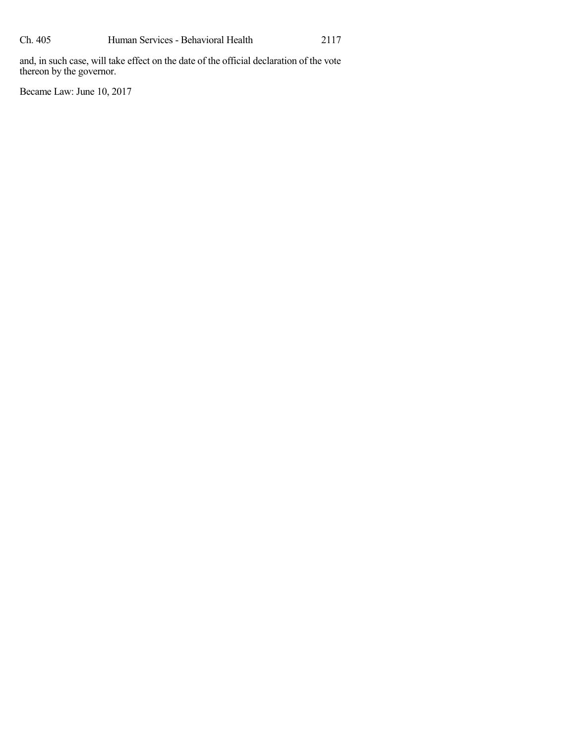and, in such case, will take effect on the date of the official declaration of the vote thereon by the governor.

Became Law: June 10, 2017